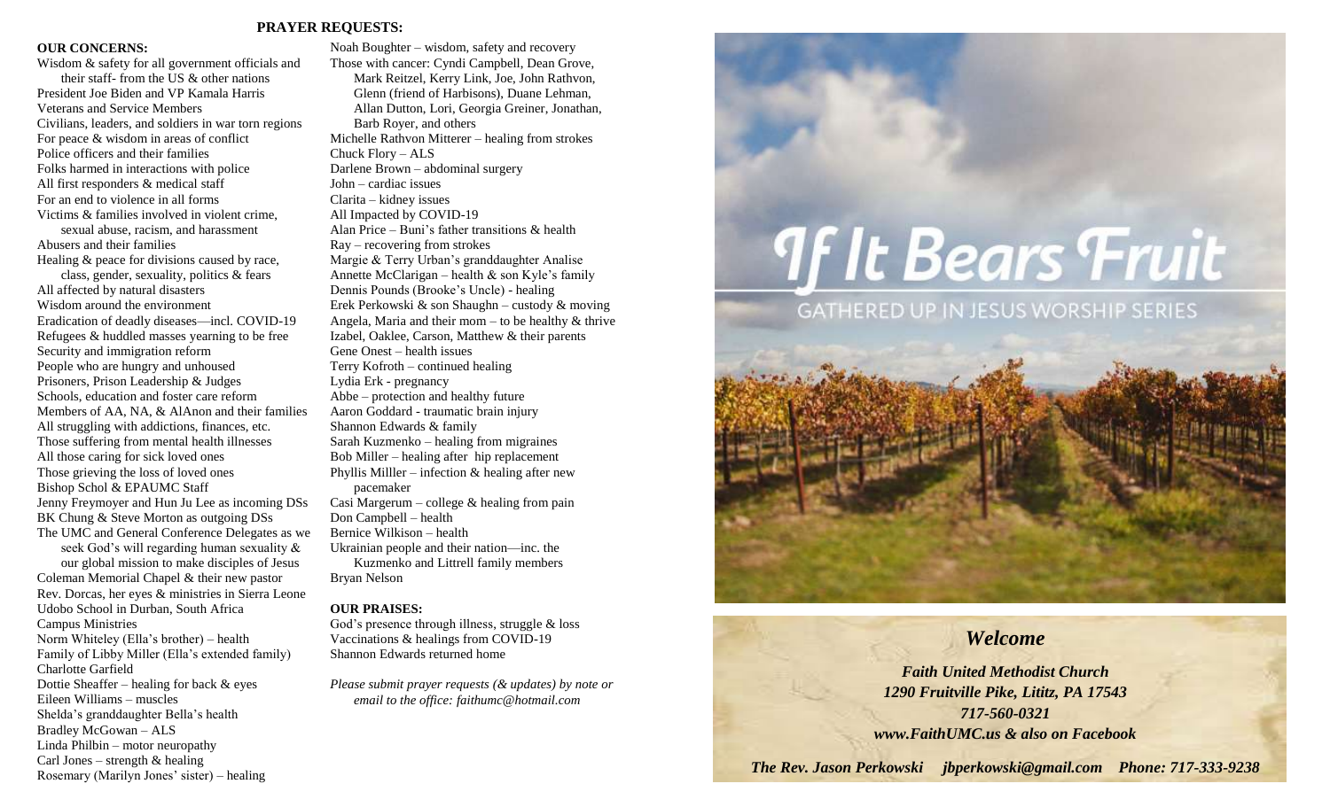## PRAYER REQUESTS:

### OUR CONCERNS:

Wisdom & safety for all government officials and their staff- from the US & other nations
President Joe Biden and VP Kamala Harris
Veterans and Service Members
Civilians, leaders, and soldiers in war torn regions
For peace & wisdom in areas of conflict
Police officers and their families
Folks harmed in interactions with police
All first responders & medical staff
For an end to violence in all forms
Victims & families involved in violent crime, sexual abuse, racism, and harassment
Abusers and their families
Healing & peace for divisions caused by race, class, gender, sexuality, politics & fears
All affected by natural disasters
Wisdom around the environment
Eradication of deadly diseases—incl. COVID-19
Refugees & huddled masses yearning to be free
Security and immigration reform
People who are hungry and unhoused
Prisoners, Prison Leadership & Judges
Schools, education and foster care reform
Members of AA, NA, & AlAnon and their families
All struggling with addictions, finances, etc.
Those suffering from mental health illnesses
All those caring for sick loved ones
Those grieving the loss of loved ones
Bishop Schol & EPAUMC Staff
Jenny Freymoyer and Hun Ju Lee as incoming DSs
BK Chung & Steve Morton as outgoing DSs
The UMC and General Conference Delegates as we seek God's will regarding human sexuality & our global mission to make disciples of Jesus
Coleman Memorial Chapel & their new pastor
Rev. Dorcas, her eyes & ministries in Sierra Leone
Udobo School in Durban, South Africa
Campus Ministries
Norm Whiteley (Ella's brother) – health
Family of Libby Miller (Ella's extended family)
Charlotte Garfield
Dottie Sheaffer – healing for back & eyes
Eileen Williams – muscles
Shelda's granddaughter Bella's health
Bradley McGowan – ALS
Linda Philbin – motor neuropathy
Carl Jones – strength & healing
Rosemary (Marilyn Jones' sister) – healing
Noah Boughter – wisdom, safety and recovery
Those with cancer: Cyndi Campbell, Dean Grove, Mark Reitzel, Kerry Link, Joe, John Rathvon, Glenn (friend of Harbisons), Duane Lehman, Allan Dutton, Lori, Georgia Greiner, Jonathan, Barb Royer, and others
Michelle Rathvon Mitterer – healing from strokes
Chuck Flory – ALS
Darlene Brown – abdominal surgery
John – cardiac issues
Clarita – kidney issues
All Impacted by COVID-19
Alan Price – Buni's father transitions & health
Ray – recovering from strokes
Margie & Terry Urban's granddaughter Analise
Annette McClarigan – health & son Kyle's family
Dennis Pounds (Brooke's Uncle) - healing
Erek Perkowski & son Shaughn – custody & moving
Angela, Maria and their mom – to be healthy & thrive
Izabel, Oaklee, Carson, Matthew & their parents
Gene Onest – health issues
Terry Kofroth – continued healing
Lydia Erk - pregnancy
Abbe – protection and healthy future
Aaron Goddard - traumatic brain injury
Shannon Edwards & family
Sarah Kuzmenko – healing from migraines
Bob Miller – healing after hip replacement
Phyllis Milller – infection & healing after new pacemaker
Casi Margerum – college & healing from pain
Don Campbell – health
Bernice Wilkison – health
Ukrainian people and their nation—inc. the Kuzmenko and Littrell family members
Bryan Nelson

### OUR PRAISES:

God's presence through illness, struggle & loss
Vaccinations & healings from COVID-19
Shannon Edwards returned home

*Please submit prayer requests (& updates) by note or email to the office: faithumc@hotmail.com*

# If It Bears Fruit

GATHERED UP IN JESUS WORSHIP SERIES

## *Welcome*

***Faith United Methodist Church***
***1290 Fruitville Pike, Lititz, PA 17543***
***717-560-0321***
***www.FaithUMC.us & also on Facebook***

***The Rev. Jason Perkowski jbperkowski@gmail.com Phone: 717-333-9238***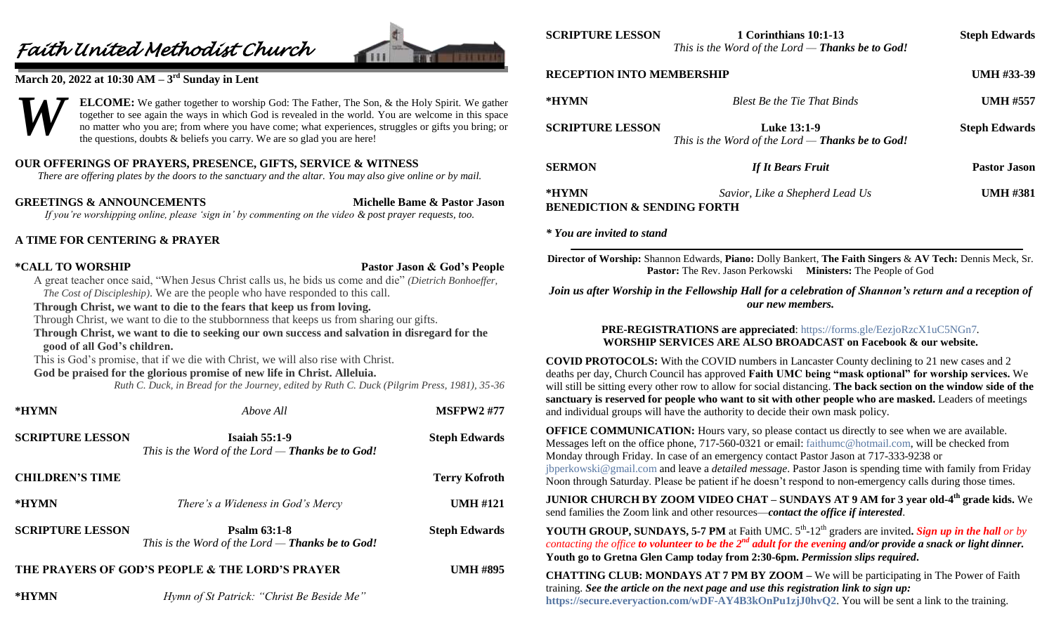# Faith United Methodist Church

**March 20, 2022 at 10:30 AM – 3rd Sunday in Lent**

**WELCOME:** We gather together to worship God: The Father, The Son, & the Holy Spirit. We gather together to see again the ways in which God is revealed in the world. You are welcome in this space no matter who you are; from where you have come; what experiences, struggles or gifts you bring; or the questions, doubts & beliefs you carry. We are so glad you are here!

**OUR OFFERINGS OF PRAYERS, PRESENCE, GIFTS, SERVICE & WITNESS**

*There are offering plates by the doors to the sanctuary and the altar. You may also give online or by mail.*

**GREETINGS & ANNOUNCEMENTS** — **Michelle Bame & Pastor Jason**

*If you're worshipping online, please 'sign in' by commenting on the video & post prayer requests, too.*

**A TIME FOR CENTERING & PRAYER**

**\*CALL TO WORSHIP** — **Pastor Jason & God's People**

A great teacher once said, "When Jesus Christ calls us, he bids us come and die" *(Dietrich Bonhoeffer, The Cost of Discipleship)*. We are the people who have responded to this call.

**Through Christ, we want to die to the fears that keep us from loving.**

Through Christ, we want to die to the stubbornness that keeps us from sharing our gifts.

**Through Christ, we want to die to seeking our own success and salvation in disregard for the good of all God's children.**

This is God's promise, that if we die with Christ, we will also rise with Christ.

**God be praised for the glorious promise of new life in Christ. Alleluia.**

*Ruth C. Duck, in Bread for the Journey, edited by Ruth C. Duck (Pilgrim Press, 1981), 35-36*

**\*HYMN** — *Above All* — **MSFPW2 #77**

**SCRIPTURE LESSON** — **Isaiah 55:1-9** — **Steph Edwards**
*This is the Word of the Lord — **Thanks be to God!***

**CHILDREN'S TIME** — **Terry Kofroth**

**\*HYMN** — *There's a Wideness in God's Mercy* — **UMH #121**

**SCRIPTURE LESSON** — **Psalm 63:1-8** — **Steph Edwards**
*This is the Word of the Lord — **Thanks be to God!***

**THE PRAYERS OF GOD'S PEOPLE & THE LORD'S PRAYER** — **UMH #895**

**\*HYMN** — *Hymn of St Patrick: "Christ Be Beside Me"*

**SCRIPTURE LESSON** — **1 Corinthians 10:1-13** — **Steph Edwards**
*This is the Word of the Lord — **Thanks be to God!***

**RECEPTION INTO MEMBERSHIP** — **UMH #33-39**

**\*HYMN** — *Blest Be the Tie That Binds* — **UMH #557**

**SCRIPTURE LESSON** — **Luke 13:1-9** — **Steph Edwards**
*This is the Word of the Lord — **Thanks be to God!***

**SERMON** — ***If It Bears Fruit*** — **Pastor Jason**

**\*HYMN** — *Savior, Like a Shepherd Lead Us* — **UMH #381**

**BENEDICTION & SENDING FORTH**

*\* You are invited to stand*

---

**Director of Worship:** Shannon Edwards, **Piano:** Dolly Bankert, **The Faith Singers** & **AV Tech:** Dennis Meck, Sr. **Pastor:** The Rev. Jason Perkowski **Ministers:** The People of God

***Join us after Worship in the Fellowship Hall for a celebration of Shannon's return and a reception of our new members.***

**PRE-REGISTRATIONS are appreciated**: https://forms.gle/EezjoRzcX1uC5NGn7.
**WORSHIP SERVICES ARE ALSO BROADCAST on Facebook & our website.**

**COVID PROTOCOLS:** With the COVID numbers in Lancaster County declining to 21 new cases and 2 deaths per day, Church Council has approved **Faith UMC being "mask optional" for worship services.** We will still be sitting every other row to allow for social distancing. **The back section on the window side of the sanctuary is reserved for people who want to sit with other people who are masked.** Leaders of meetings and individual groups will have the authority to decide their own mask policy.

**OFFICE COMMUNICATION:** Hours vary, so please contact us directly to see when we are available. Messages left on the office phone, 717-560-0321 or email: faithumc@hotmail.com, will be checked from Monday through Friday. In case of an emergency contact Pastor Jason at 717-333-9238 or jbperkowski@gmail.com and leave a *detailed message*. Pastor Jason is spending time with family from Friday Noon through Saturday. Please be patient if he doesn't respond to non-emergency calls during those times.

**JUNIOR CHURCH BY ZOOM VIDEO CHAT – SUNDAYS AT 9 AM for 3 year old-4th grade kids.** We send families the Zoom link and other resources—***contact the office if interested***.

**YOUTH GROUP, SUNDAYS, 5-7 PM** at Faith UMC. 5th-12th graders are invited**.** ***Sign up in the hall** or by contacting the office **to volunteer to be the 2nd adult for the evening** and/or provide a snack or light dinner.* **Youth go to Gretna Glen Camp today from 2:30-6pm.** ***Permission slips required.***

**CHATTING CLUB: MONDAYS AT 7 PM BY ZOOM –** We will be participating in The Power of Faith training. ***See the article on the next page and use this registration link to sign up:*** **https://secure.everyaction.com/wDF-AY4B3kOnPu1zjJ0hvQ2**. You will be sent a link to the training.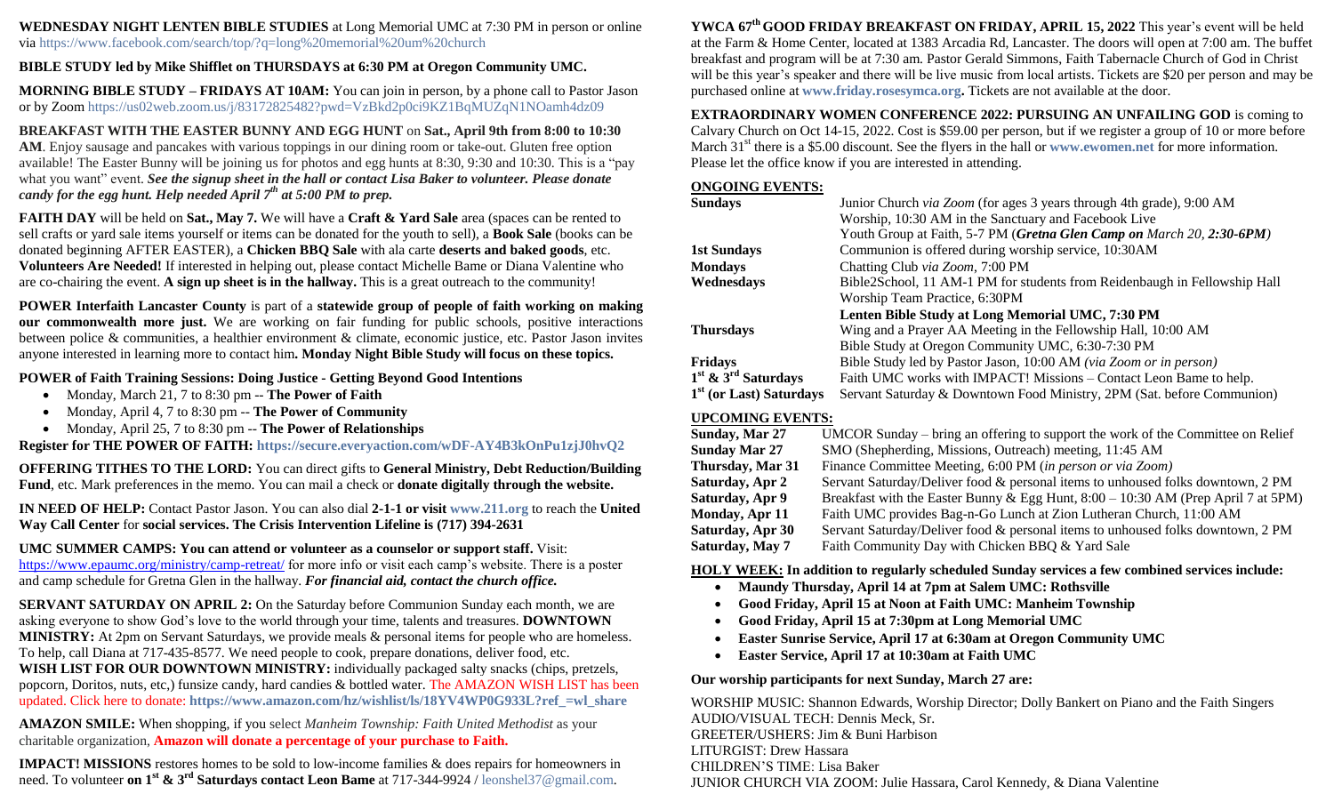**WEDNESDAY NIGHT LENTEN BIBLE STUDIES** at Long Memorial UMC at 7:30 PM in person or online via https://www.facebook.com/search/top/?q=long%20memorial%20um%20church

**BIBLE STUDY led by Mike Shifflet on THURSDAYS at 6:30 PM at Oregon Community UMC.**

**MORNING BIBLE STUDY – FRIDAYS AT 10AM:** You can join in person, by a phone call to Pastor Jason or by Zoom https://us02web.zoom.us/j/83172825482?pwd=VzBkd2p0ci9KZ1BqMUZqN1NOamh4dz09

**BREAKFAST WITH THE EASTER BUNNY AND EGG HUNT** on **Sat., April 9th from 8:00 to 10:30 AM**. Enjoy sausage and pancakes with various toppings in our dining room or take-out. Gluten free option available! The Easter Bunny will be joining us for photos and egg hunts at 8:30, 9:30 and 10:30. This is a "pay what you want" event. ***See the signup sheet in the hall or contact Lisa Baker to volunteer. Please donate candy for the egg hunt. Help needed April 7th at 5:00 PM to prep.***

**FAITH DAY** will be held on **Sat., May 7.** We will have a **Craft & Yard Sale** area (spaces can be rented to sell crafts or yard sale items yourself or items can be donated for the youth to sell), a **Book Sale** (books can be donated beginning AFTER EASTER), a **Chicken BBQ Sale** with ala carte **deserts and baked goods**, etc. **Volunteers Are Needed!** If interested in helping out, please contact Michelle Bame or Diana Valentine who are co-chairing the event. **A sign up sheet is in the hallway.** This is a great outreach to the community!

**POWER Interfaith Lancaster County** is part of a **statewide group of people of faith working on making our commonwealth more just.** We are working on fair funding for public schools, positive interactions between police & communities, a healthier environment & climate, economic justice, etc. Pastor Jason invites anyone interested in learning more to contact him**. Monday Night Bible Study will focus on these topics.**

**POWER of Faith Training Sessions: Doing Justice - Getting Beyond Good Intentions**

- Monday, March 21, 7 to 8:30 pm -- **The Power of Faith**
- Monday, April 4, 7 to 8:30 pm -- **The Power of Community**
- Monday, April 25, 7 to 8:30 pm -- **The Power of Relationships**

**Register for THE POWER OF FAITH: https://secure.everyaction.com/wDF-AY4B3kOnPu1zjJ0hvQ2**

**OFFERING TITHES TO THE LORD:** You can direct gifts to **General Ministry, Debt Reduction/Building Fund**, etc. Mark preferences in the memo. You can mail a check or **donate digitally through the website.**

**IN NEED OF HELP:** Contact Pastor Jason. You can also dial **2-1-1 or visit www.211.org** to reach the **United Way Call Center** for **social services. The Crisis Intervention Lifeline is (717) 394-2631**

**UMC SUMMER CAMPS: You can attend or volunteer as a counselor or support staff.** Visit: https://www.epaumc.org/ministry/camp-retreat/ for more info or visit each camp's website. There is a poster and camp schedule for Gretna Glen in the hallway. ***For financial aid, contact the church office.***

**SERVANT SATURDAY ON APRIL 2:** On the Saturday before Communion Sunday each month, we are asking everyone to show God's love to the world through your time, talents and treasures. **DOWNTOWN MINISTRY:** At 2pm on Servant Saturdays, we provide meals & personal items for people who are homeless. To help, call Diana at 717-435-8577. We need people to cook, prepare donations, deliver food, etc.
**WISH LIST FOR OUR DOWNTOWN MINISTRY:** individually packaged salty snacks (chips, pretzels, popcorn, Doritos, nuts, etc,) funsize candy, hard candies & bottled water. The AMAZON WISH LIST has been updated. Click here to donate: **https://www.amazon.com/hz/wishlist/ls/18YV4WP0G933L?ref_=wl_share**

**AMAZON SMILE:** When shopping, if you select *Manheim Township: Faith United Methodist* as your charitable organization, **Amazon will donate a percentage of your purchase to Faith.**

**IMPACT! MISSIONS** restores homes to be sold to low-income families & does repairs for homeowners in need. To volunteer **on 1st & 3rd Saturdays contact Leon Bame** at 717-344-9924 / leonshel37@gmail.com.

**YWCA 67th GOOD FRIDAY BREAKFAST ON FRIDAY, APRIL 15, 2022** This year's event will be held at the Farm & Home Center, located at 1383 Arcadia Rd, Lancaster. The doors will open at 7:00 am. The buffet breakfast and program will be at 7:30 am. Pastor Gerald Simmons, Faith Tabernacle Church of God in Christ will be this year's speaker and there will be live music from local artists. Tickets are $20 per person and may be purchased online at **www.friday.rosesymca.org.** Tickets are not available at the door.

**EXTRAORDINARY WOMEN CONFERENCE 2022: PURSUING AN UNFAILING GOD** is coming to Calvary Church on Oct 14-15, 2022. Cost is $59.00 per person, but if we register a group of 10 or more before March 31st there is a $5.00 discount. See the flyers in the hall or **www.ewomen.net** for more information. Please let the office know if you are interested in attending.

## ONGOING EVENTS:

| | |
|---|---|
| **Sundays** | Junior Church *via Zoom* (for ages 3 years through 4th grade), 9:00 AM |
| | Worship, 10:30 AM in the Sanctuary and Facebook Live |
| | Youth Group at Faith, 5-7 PM (***Gretna Glen Camp** on March 20, **2:30-6PM***) |
| **1st Sundays** | Communion is offered during worship service, 10:30AM |
| **Mondays** | Chatting Club *via Zoom*, 7:00 PM |
| **Wednesdays** | Bible2School, 11 AM-1 PM for students from Reidenbaugh in Fellowship Hall |
| | Worship Team Practice, 6:30PM |
| | **Lenten Bible Study at Long Memorial UMC, 7:30 PM** |
| **Thursdays** | Wing and a Prayer AA Meeting in the Fellowship Hall, 10:00 AM |
| | Bible Study at Oregon Community UMC, 6:30-7:30 PM |
| **Fridays** | Bible Study led by Pastor Jason, 10:00 AM *(via Zoom or in person)* |
| **1st & 3rd Saturdays** | Faith UMC works with IMPACT! Missions – Contact Leon Bame to help. |
| **1st (or Last) Saturdays** | Servant Saturday & Downtown Food Ministry, 2PM (Sat. before Communion) |

## UPCOMING EVENTS:

| | |
|---|---|
| **Sunday, Mar 27** | UMCOR Sunday – bring an offering to support the work of the Committee on Relief |
| **Sunday Mar 27** | SMO (Shepherding, Missions, Outreach) meeting, 11:45 AM |
| **Thursday, Mar 31** | Finance Committee Meeting, 6:00 PM (*in person or via Zoom)* |
| **Saturday, Apr 2** | Servant Saturday/Deliver food & personal items to unhoused folks downtown, 2 PM |
| **Saturday, Apr 9** | Breakfast with the Easter Bunny & Egg Hunt, 8:00 – 10:30 AM (Prep April 7 at 5PM) |
| **Monday, Apr 11** | Faith UMC provides Bag-n-Go Lunch at Zion Lutheran Church, 11:00 AM |
| **Saturday, Apr 30** | Servant Saturday/Deliver food & personal items to unhoused folks downtown, 2 PM |
| **Saturday, May 7** | Faith Community Day with Chicken BBQ & Yard Sale |

**HOLY WEEK: In addition to regularly scheduled Sunday services a few combined services include:**

- **Maundy Thursday, April 14 at 7pm at Salem UMC: Rothsville**
- **Good Friday, April 15 at Noon at Faith UMC: Manheim Township**
- **Good Friday, April 15 at 7:30pm at Long Memorial UMC**
- **Easter Sunrise Service, April 17 at 6:30am at Oregon Community UMC**
- **Easter Service, April 17 at 10:30am at Faith UMC**

**Our worship participants for next Sunday, March 27 are:**

WORSHIP MUSIC: Shannon Edwards, Worship Director; Dolly Bankert on Piano and the Faith Singers
AUDIO/VISUAL TECH: Dennis Meck, Sr.
GREETER/USHERS: Jim & Buni Harbison
LITURGIST: Drew Hassara
CHILDREN'S TIME: Lisa Baker
JUNIOR CHURCH VIA ZOOM: Julie Hassara, Carol Kennedy, & Diana Valentine